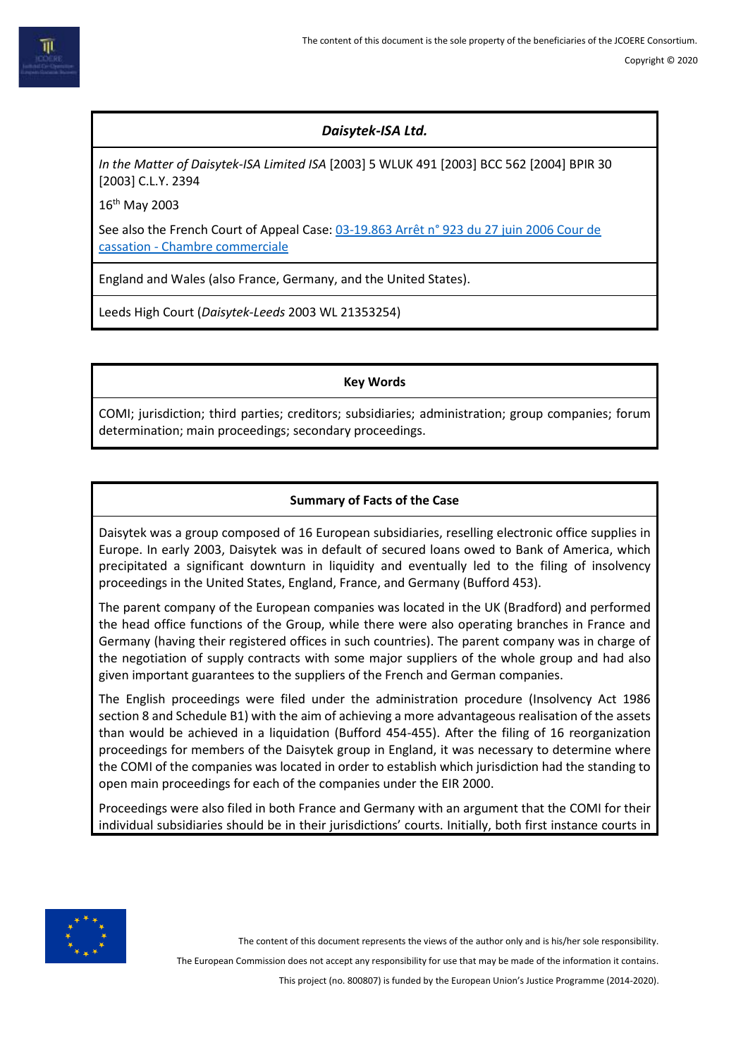### *Daisytek-ISA Ltd.*

*In the Matter of Daisytek-ISA Limited ISA* [2003] 5 WLUK 491 [2003] BCC 562 [2004] BPIR 30 [2003] C.L.Y. 2394

16th May 2003

See also the French Court of Appeal Case: [03-19.863 Arrêt n° 923 du 27 juin 2006 Cour de cassation - Chambre commerciale]

England and Wales (also France, Germany, and the United States).

Leeds High Court (*Daisytek-Leeds* 2003 WL 21353254)

#### Key Words

COMI; jurisdiction; third parties; creditors; subsidiaries; administration; group companies; forum determination; main proceedings; secondary proceedings.

#### Summary of Facts of the Case

Daisytek was a group composed of 16 European subsidiaries, reselling electronic office supplies in Europe. In early 2003, Daisytek was in default of secured loans owed to Bank of America, which precipitated a significant downturn in liquidity and eventually led to the filing of insolvency proceedings in the United States, England, France, and Germany (Bufford 453).

The parent company of the European companies was located in the UK (Bradford) and performed the head office functions of the Group, while there were also operating branches in France and Germany (having their registered offices in such countries). The parent company was in charge of the negotiation of supply contracts with some major suppliers of the whole group and had also given important guarantees to the suppliers of the French and German companies.

The English proceedings were filed under the administration procedure (Insolvency Act 1986 section 8 and Schedule B1) with the aim of achieving a more advantageous realisation of the assets than would be achieved in a liquidation (Bufford 454-455). After the filing of 16 reorganization proceedings for members of the Daisytek group in England, it was necessary to determine where the COMI of the companies was located in order to establish which jurisdiction had the standing to open main proceedings for each of the companies under the EIR 2000.

Proceedings were also filed in both France and Germany with an argument that the COMI for their individual subsidiaries should be in their jurisdictions' courts. Initially, both first instance courts in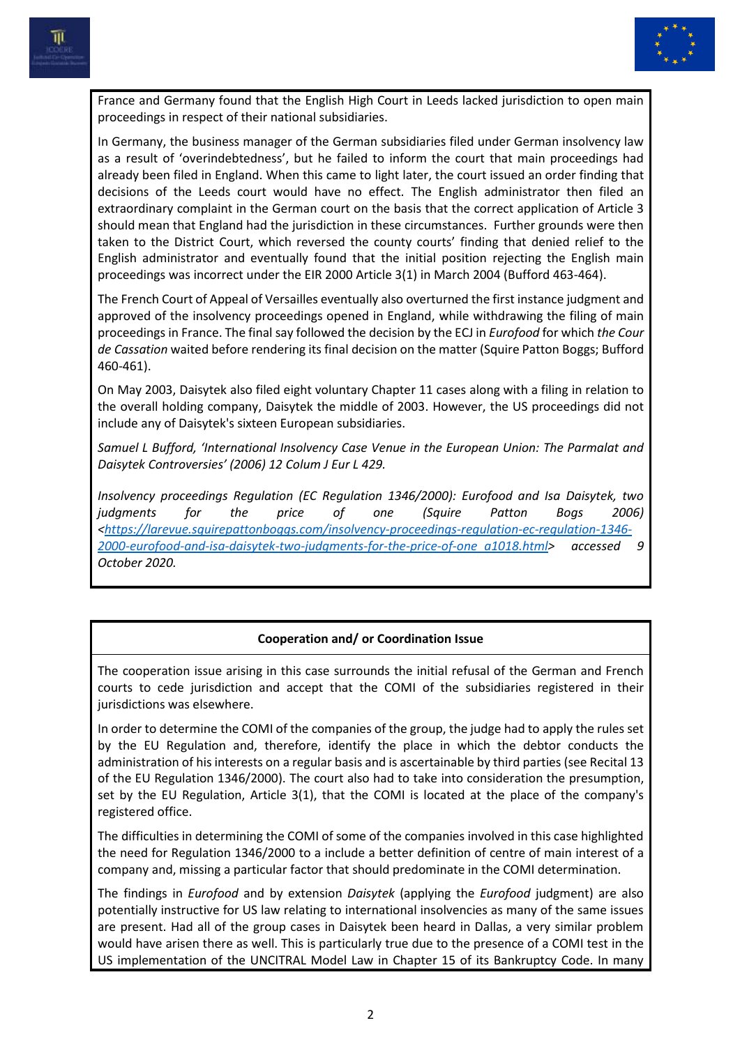France and Germany found that the English High Court in Leeds lacked jurisdiction to open main proceedings in respect of their national subsidiaries.

In Germany, the business manager of the German subsidiaries filed under German insolvency law as a result of 'overindebtedness', but he failed to inform the court that main proceedings had already been filed in England. When this came to light later, the court issued an order finding that decisions of the Leeds court would have no effect. The English administrator then filed an extraordinary complaint in the German court on the basis that the correct application of Article 3 should mean that England had the jurisdiction in these circumstances. Further grounds were then taken to the District Court, which reversed the county courts' finding that denied relief to the English administrator and eventually found that the initial position rejecting the English main proceedings was incorrect under the EIR 2000 Article 3(1) in March 2004 (Bufford 463-464).

The French Court of Appeal of Versailles eventually also overturned the first instance judgment and approved of the insolvency proceedings opened in England, while withdrawing the filing of main proceedings in France. The final say followed the decision by the ECJ in *Eurofood* for which *the Cour de Cassation* waited before rendering its final decision on the matter (Squire Patton Boggs; Bufford 460-461).

On May 2003, Daisytek also filed eight voluntary Chapter 11 cases along with a filing in relation to the overall holding company, Daisytek the middle of 2003. However, the US proceedings did not include any of Daisytek's sixteen European subsidiaries.

*Samuel L Bufford, 'International Insolvency Case Venue in the European Union: The Parmalat and Daisytek Controversies' (2006) 12 Colum J Eur L 429.*

*Insolvency proceedings Regulation (EC Regulation 1346/2000): Eurofood and Isa Daisytek, two judgments for the price of one (Squire Patton Bogs 2006) <[https://larevue.squirepattonboggs.com/insolvency-proceedings-regulation-ec-regulation-1346-2000-eurofood-and-isa-daisytek-two-judgments-for-the-price-of-one_a1018.html](https://larevue.squirepattonboggs.com/insolvency-proceedings-regulation-ec-regulation-1346-2000-eurofood-and-isa-daisytek-two-judgments-for-the-price-of-one_a1018.html)> accessed 9 October 2020.*

**Cooperation and/ or Coordination Issue**

The cooperation issue arising in this case surrounds the initial refusal of the German and French courts to cede jurisdiction and accept that the COMI of the subsidiaries registered in their jurisdictions was elsewhere.

In order to determine the COMI of the companies of the group, the judge had to apply the rules set by the EU Regulation and, therefore, identify the place in which the debtor conducts the administration of his interests on a regular basis and is ascertainable by third parties (see Recital 13 of the EU Regulation 1346/2000). The court also had to take into consideration the presumption, set by the EU Regulation, Article 3(1), that the COMI is located at the place of the company's registered office.

The difficulties in determining the COMI of some of the companies involved in this case highlighted the need for Regulation 1346/2000 to a include a better definition of centre of main interest of a company and, missing a particular factor that should predominate in the COMI determination.

The findings in *Eurofood* and by extension *Daisytek* (applying the *Eurofood* judgment) are also potentially instructive for US law relating to international insolvencies as many of the same issues are present. Had all of the group cases in Daisytek been heard in Dallas, a very similar problem would have arisen there as well. This is particularly true due to the presence of a COMI test in the US implementation of the UNCITRAL Model Law in Chapter 15 of its Bankruptcy Code. In many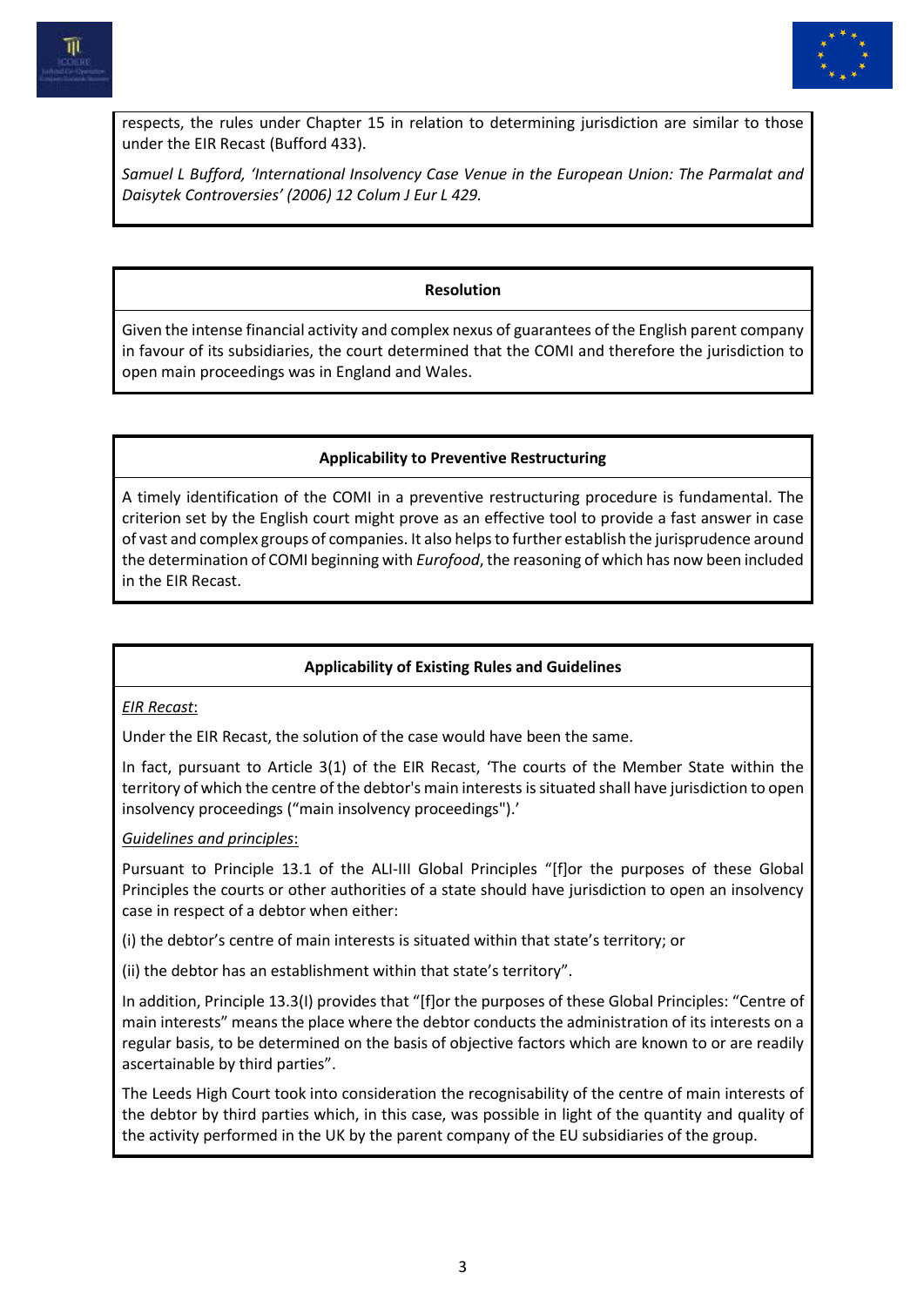respects, the rules under Chapter 15 in relation to determining jurisdiction are similar to those under the EIR Recast (Bufford 433).

*Samuel L Bufford, 'International Insolvency Case Venue in the European Union: The Parmalat and Daisytek Controversies' (2006) 12 Colum J Eur L 429.*

**Resolution**

Given the intense financial activity and complex nexus of guarantees of the English parent company in favour of its subsidiaries, the court determined that the COMI and therefore the jurisdiction to open main proceedings was in England and Wales.

**Applicability to Preventive Restructuring**

A timely identification of the COMI in a preventive restructuring procedure is fundamental. The criterion set by the English court might prove as an effective tool to provide a fast answer in case of vast and complex groups of companies. It also helps to further establish the jurisprudence around the determination of COMI beginning with *Eurofood*, the reasoning of which has now been included in the EIR Recast.

**Applicability of Existing Rules and Guidelines**

<u>*EIR Recast*</u>:

Under the EIR Recast, the solution of the case would have been the same.

In fact, pursuant to Article 3(1) of the EIR Recast, 'The courts of the Member State within the territory of which the centre of the debtor's main interests is situated shall have jurisdiction to open insolvency proceedings ("main insolvency proceedings").'

<u>*Guidelines and principles*</u>:

Pursuant to Principle 13.1 of the ALI-III Global Principles "[f]or the purposes of these Global Principles the courts or other authorities of a state should have jurisdiction to open an insolvency case in respect of a debtor when either:

(i) the debtor's centre of main interests is situated within that state's territory; or

(ii) the debtor has an establishment within that state's territory".

In addition, Principle 13.3(I) provides that "[f]or the purposes of these Global Principles: "Centre of main interests" means the place where the debtor conducts the administration of its interests on a regular basis, to be determined on the basis of objective factors which are known to or are readily ascertainable by third parties".

The Leeds High Court took into consideration the recognisability of the centre of main interests of the debtor by third parties which, in this case, was possible in light of the quantity and quality of the activity performed in the UK by the parent company of the EU subsidiaries of the group.